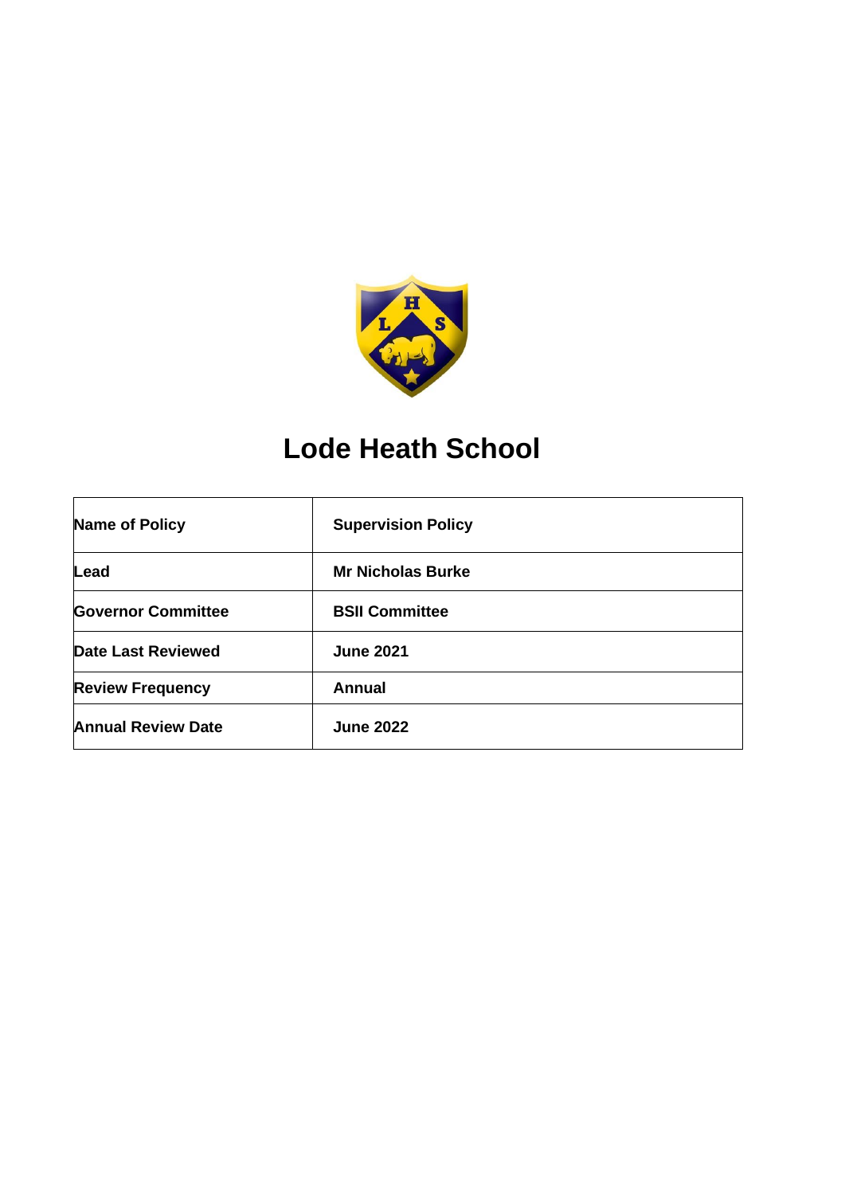# Lode Heath School

| Name of Policy | Supervision Policy |
|---|---|
| Lead | Mr Nicholas Burke |
| Governor Committee | BSII Committee |
| Date Last Reviewed | June 2021 |
| Review Frequency | Annual |
| Annual Review Date | June 2022 |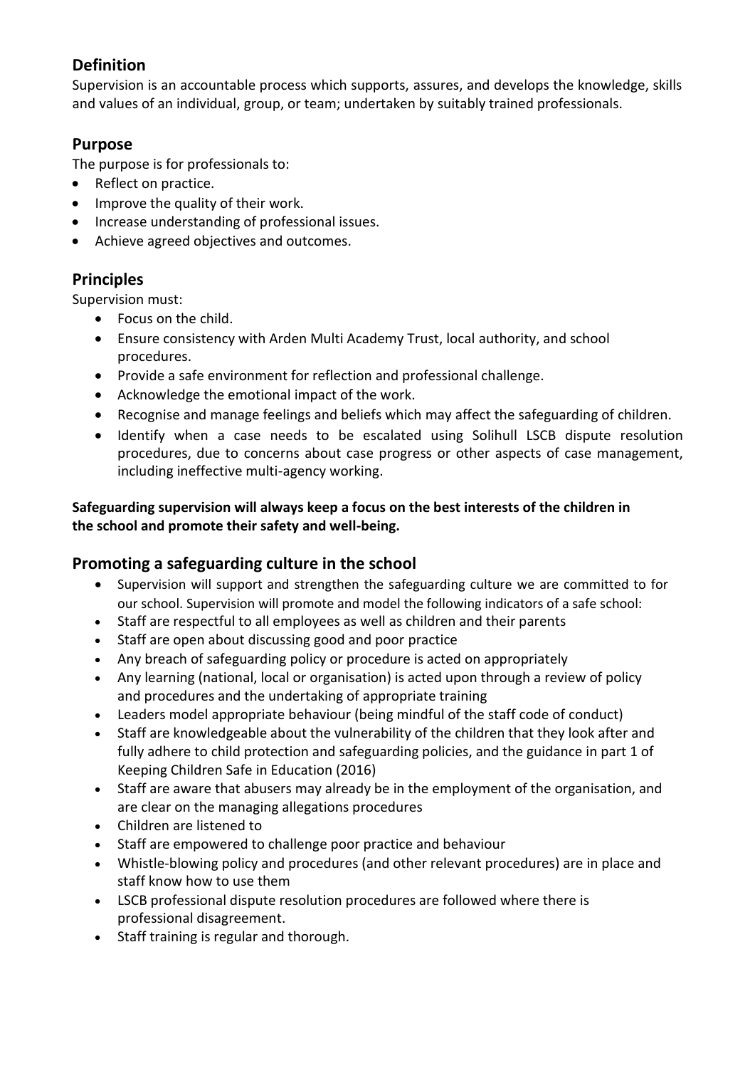## Definition

Supervision is an accountable process which supports, assures, and develops the knowledge, skills and values of an individual, group, or team; undertaken by suitably trained professionals.

## Purpose

The purpose is for professionals to:

- Reflect on practice.
- Improve the quality of their work.
- Increase understanding of professional issues.
- Achieve agreed objectives and outcomes.

## Principles

Supervision must:

- Focus on the child.
- Ensure consistency with Arden Multi Academy Trust, local authority, and school procedures.
- Provide a safe environment for reflection and professional challenge.
- Acknowledge the emotional impact of the work.
- Recognise and manage feelings and beliefs which may affect the safeguarding of children.
- Identify when a case needs to be escalated using Solihull LSCB dispute resolution procedures, due to concerns about case progress or other aspects of case management, including ineffective multi-agency working.

**Safeguarding supervision will always keep a focus on the best interests of the children in the school and promote their safety and well-being.**

## Promoting a safeguarding culture in the school

- Supervision will support and strengthen the safeguarding culture we are committed to for our school. Supervision will promote and model the following indicators of a safe school:
- Staff are respectful to all employees as well as children and their parents
- Staff are open about discussing good and poor practice
- Any breach of safeguarding policy or procedure is acted on appropriately
- Any learning (national, local or organisation) is acted upon through a review of policy and procedures and the undertaking of appropriate training
- Leaders model appropriate behaviour (being mindful of the staff code of conduct)
- Staff are knowledgeable about the vulnerability of the children that they look after and fully adhere to child protection and safeguarding policies, and the guidance in part 1 of Keeping Children Safe in Education (2016)
- Staff are aware that abusers may already be in the employment of the organisation, and are clear on the managing allegations procedures
- Children are listened to
- Staff are empowered to challenge poor practice and behaviour
- Whistle-blowing policy and procedures (and other relevant procedures) are in place and staff know how to use them
- LSCB professional dispute resolution procedures are followed where there is professional disagreement.
- Staff training is regular and thorough.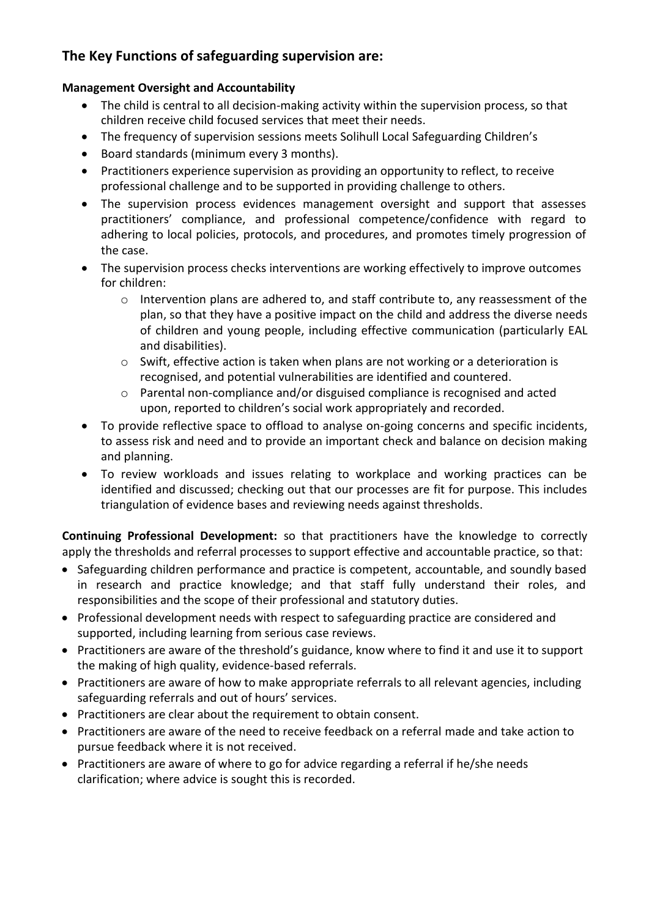## The Key Functions of safeguarding supervision are:

**Management Oversight and Accountability**

- The child is central to all decision-making activity within the supervision process, so that children receive child focused services that meet their needs.
- The frequency of supervision sessions meets Solihull Local Safeguarding Children's
- Board standards (minimum every 3 months).
- Practitioners experience supervision as providing an opportunity to reflect, to receive professional challenge and to be supported in providing challenge to others.
- The supervision process evidences management oversight and support that assesses practitioners' compliance, and professional competence/confidence with regard to adhering to local policies, protocols, and procedures, and promotes timely progression of the case.
- The supervision process checks interventions are working effectively to improve outcomes for children:
    - Intervention plans are adhered to, and staff contribute to, any reassessment of the plan, so that they have a positive impact on the child and address the diverse needs of children and young people, including effective communication (particularly EAL and disabilities).
    - Swift, effective action is taken when plans are not working or a deterioration is recognised, and potential vulnerabilities are identified and countered.
    - Parental non-compliance and/or disguised compliance is recognised and acted upon, reported to children's social work appropriately and recorded.
- To provide reflective space to offload to analyse on-going concerns and specific incidents, to assess risk and need and to provide an important check and balance on decision making and planning.
- To review workloads and issues relating to workplace and working practices can be identified and discussed; checking out that our processes are fit for purpose. This includes triangulation of evidence bases and reviewing needs against thresholds.

**Continuing Professional Development:** so that practitioners have the knowledge to correctly apply the thresholds and referral processes to support effective and accountable practice, so that:

- Safeguarding children performance and practice is competent, accountable, and soundly based in research and practice knowledge; and that staff fully understand their roles, and responsibilities and the scope of their professional and statutory duties.
- Professional development needs with respect to safeguarding practice are considered and supported, including learning from serious case reviews.
- Practitioners are aware of the threshold's guidance, know where to find it and use it to support the making of high quality, evidence-based referrals.
- Practitioners are aware of how to make appropriate referrals to all relevant agencies, including safeguarding referrals and out of hours' services.
- Practitioners are clear about the requirement to obtain consent.
- Practitioners are aware of the need to receive feedback on a referral made and take action to pursue feedback where it is not received.
- Practitioners are aware of where to go for advice regarding a referral if he/she needs clarification; where advice is sought this is recorded.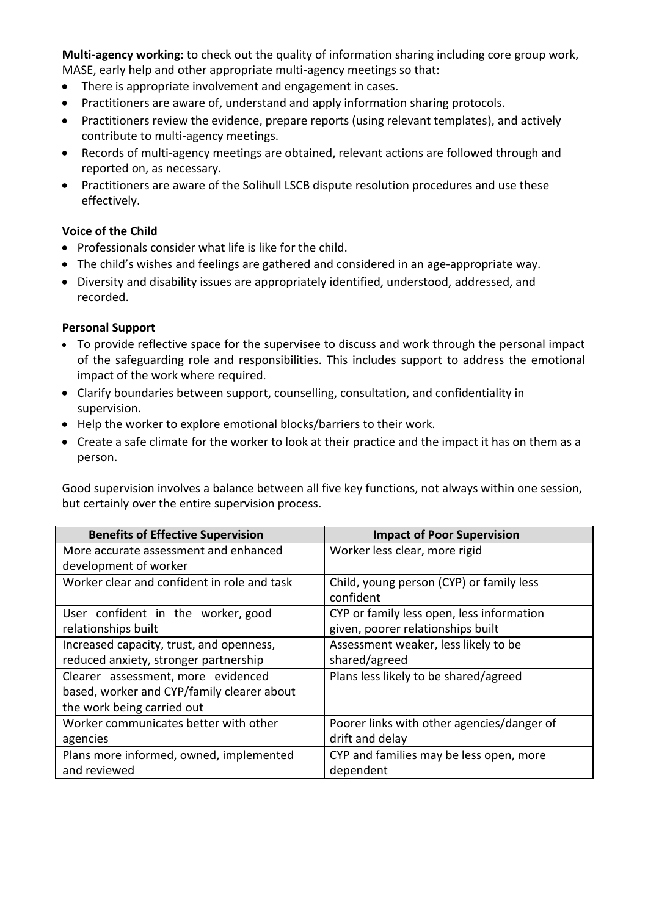**Multi-agency working:** to check out the quality of information sharing including core group work, MASE, early help and other appropriate multi-agency meetings so that:

- There is appropriate involvement and engagement in cases.
- Practitioners are aware of, understand and apply information sharing protocols.
- Practitioners review the evidence, prepare reports (using relevant templates), and actively contribute to multi-agency meetings.
- Records of multi-agency meetings are obtained, relevant actions are followed through and reported on, as necessary.
- Practitioners are aware of the Solihull LSCB dispute resolution procedures and use these effectively.

**Voice of the Child**

- Professionals consider what life is like for the child.
- The child's wishes and feelings are gathered and considered in an age-appropriate way.
- Diversity and disability issues are appropriately identified, understood, addressed, and recorded.

**Personal Support**

- To provide reflective space for the supervisee to discuss and work through the personal impact of the safeguarding role and responsibilities. This includes support to address the emotional impact of the work where required.
- Clarify boundaries between support, counselling, consultation, and confidentiality in supervision.
- Help the worker to explore emotional blocks/barriers to their work.
- Create a safe climate for the worker to look at their practice and the impact it has on them as a person.

Good supervision involves a balance between all five key functions, not always within one session, but certainly over the entire supervision process.

| Benefits of Effective Supervision | Impact of Poor Supervision |
|---|---|
| More accurate assessment and enhanced development of worker | Worker less clear, more rigid |
| Worker clear and confident in role and task | Child, young person (CYP) or family less confident |
| User confident in the worker, good relationships built | CYP or family less open, less information given, poorer relationships built |
| Increased capacity, trust, and openness, reduced anxiety, stronger partnership | Assessment weaker, less likely to be shared/agreed |
| Clearer assessment, more evidenced based, worker and CYP/family clearer about the work being carried out | Plans less likely to be shared/agreed |
| Worker communicates better with other agencies | Poorer links with other agencies/danger of drift and delay |
| Plans more informed, owned, implemented and reviewed | CYP and families may be less open, more dependent |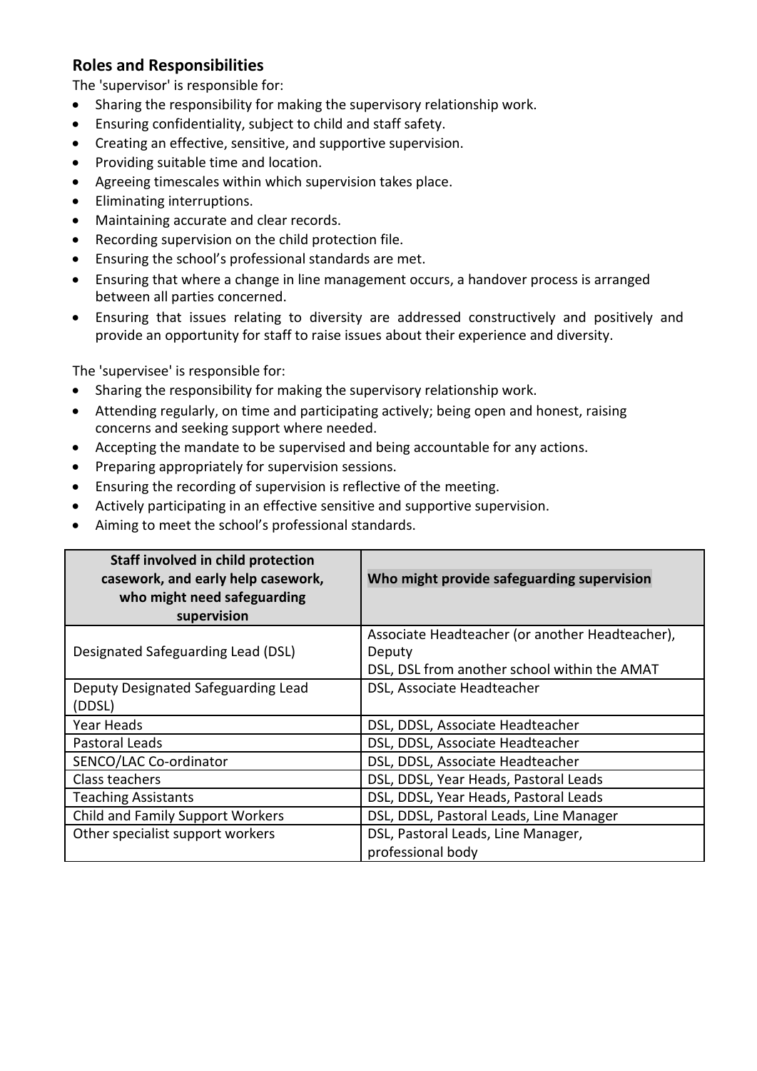## Roles and Responsibilities

The 'supervisor' is responsible for:

- Sharing the responsibility for making the supervisory relationship work.
- Ensuring confidentiality, subject to child and staff safety.
- Creating an effective, sensitive, and supportive supervision.
- Providing suitable time and location.
- Agreeing timescales within which supervision takes place.
- Eliminating interruptions.
- Maintaining accurate and clear records.
- Recording supervision on the child protection file.
- Ensuring the school's professional standards are met.
- Ensuring that where a change in line management occurs, a handover process is arranged between all parties concerned.
- Ensuring that issues relating to diversity are addressed constructively and positively and provide an opportunity for staff to raise issues about their experience and diversity.

The 'supervisee' is responsible for:

- Sharing the responsibility for making the supervisory relationship work.
- Attending regularly, on time and participating actively; being open and honest, raising concerns and seeking support where needed.
- Accepting the mandate to be supervised and being accountable for any actions.
- Preparing appropriately for supervision sessions.
- Ensuring the recording of supervision is reflective of the meeting.
- Actively participating in an effective sensitive and supportive supervision.
- Aiming to meet the school's professional standards.

| Staff involved in child protection casework, and early help casework, who might need safeguarding supervision | Who might provide safeguarding supervision |
|---|---|
| Designated Safeguarding Lead (DSL) | Associate Headteacher (or another Headteacher), Deputy DSL, DSL from another school within the AMAT |
| Deputy Designated Safeguarding Lead (DDSL) | DSL, Associate Headteacher |
| Year Heads | DSL, DDSL, Associate Headteacher |
| Pastoral Leads | DSL, DDSL, Associate Headteacher |
| SENCO/LAC Co-ordinator | DSL, DDSL, Associate Headteacher |
| Class teachers | DSL, DDSL, Year Heads, Pastoral Leads |
| Teaching Assistants | DSL, DDSL, Year Heads, Pastoral Leads |
| Child and Family Support Workers | DSL, DDSL, Pastoral Leads, Line Manager |
| Other specialist support workers | DSL, Pastoral Leads, Line Manager, professional body |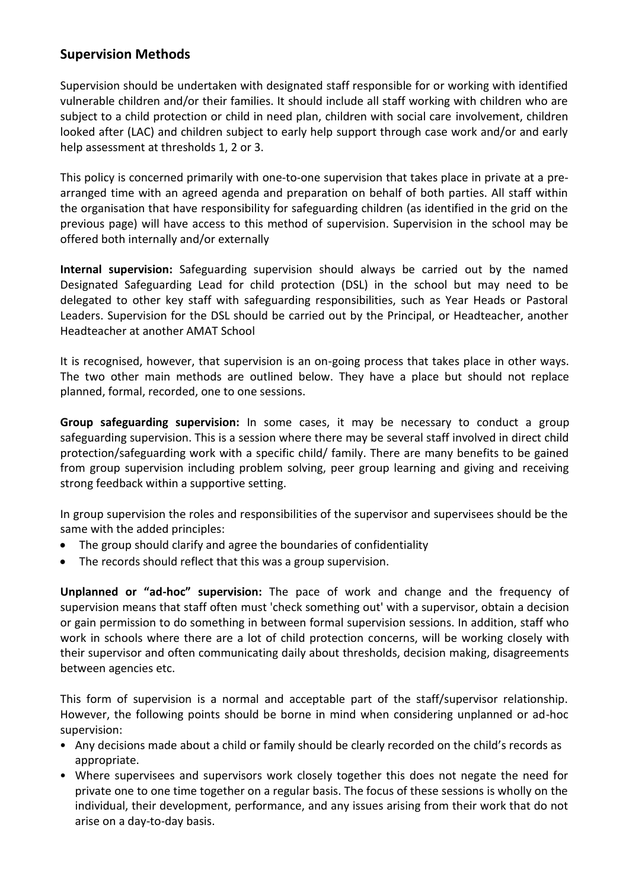## Supervision Methods

Supervision should be undertaken with designated staff responsible for or working with identified vulnerable children and/or their families. It should include all staff working with children who are subject to a child protection or child in need plan, children with social care involvement, children looked after (LAC) and children subject to early help support through case work and/or and early help assessment at thresholds 1, 2 or 3.

This policy is concerned primarily with one-to-one supervision that takes place in private at a pre-arranged time with an agreed agenda and preparation on behalf of both parties. All staff within the organisation that have responsibility for safeguarding children (as identified in the grid on the previous page) will have access to this method of supervision. Supervision in the school may be offered both internally and/or externally

**Internal supervision:** Safeguarding supervision should always be carried out by the named Designated Safeguarding Lead for child protection (DSL) in the school but may need to be delegated to other key staff with safeguarding responsibilities, such as Year Heads or Pastoral Leaders. Supervision for the DSL should be carried out by the Principal, or Headteacher, another Headteacher at another AMAT School

It is recognised, however, that supervision is an on-going process that takes place in other ways. The two other main methods are outlined below. They have a place but should not replace planned, formal, recorded, one to one sessions.

**Group safeguarding supervision:** In some cases, it may be necessary to conduct a group safeguarding supervision. This is a session where there may be several staff involved in direct child protection/safeguarding work with a specific child/ family. There are many benefits to be gained from group supervision including problem solving, peer group learning and giving and receiving strong feedback within a supportive setting.

In group supervision the roles and responsibilities of the supervisor and supervisees should be the same with the added principles:

- The group should clarify and agree the boundaries of confidentiality
- The records should reflect that this was a group supervision.

**Unplanned or "ad-hoc" supervision:** The pace of work and change and the frequency of supervision means that staff often must 'check something out' with a supervisor, obtain a decision or gain permission to do something in between formal supervision sessions. In addition, staff who work in schools where there are a lot of child protection concerns, will be working closely with their supervisor and often communicating daily about thresholds, decision making, disagreements between agencies etc.

This form of supervision is a normal and acceptable part of the staff/supervisor relationship. However, the following points should be borne in mind when considering unplanned or ad-hoc supervision:

- Any decisions made about a child or family should be clearly recorded on the child's records as appropriate.
- Where supervisees and supervisors work closely together this does not negate the need for private one to one time together on a regular basis. The focus of these sessions is wholly on the individual, their development, performance, and any issues arising from their work that do not arise on a day-to-day basis.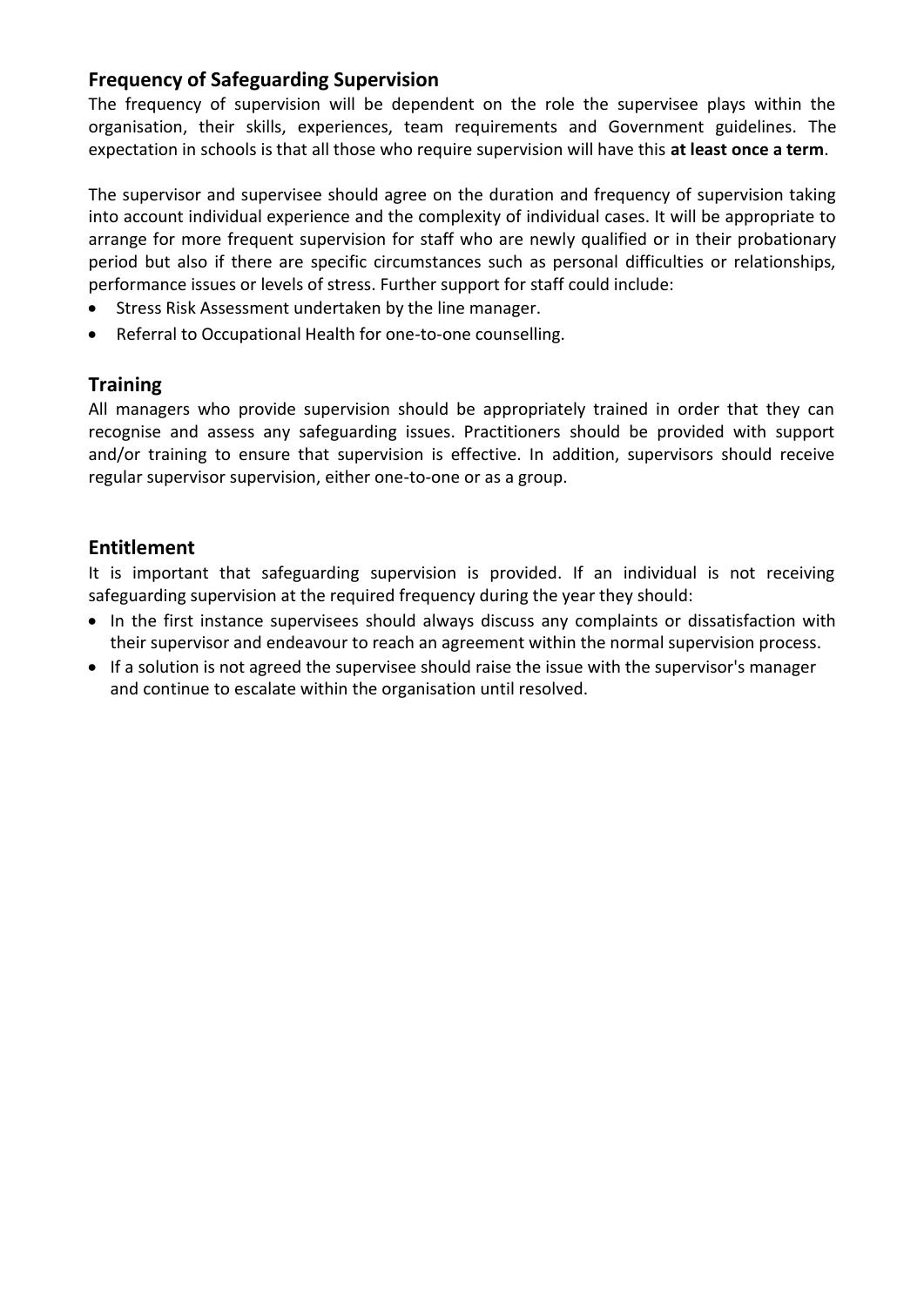## Frequency of Safeguarding Supervision

The frequency of supervision will be dependent on the role the supervisee plays within the organisation, their skills, experiences, team requirements and Government guidelines. The expectation in schools is that all those who require supervision will have this **at least once a term**.

The supervisor and supervisee should agree on the duration and frequency of supervision taking into account individual experience and the complexity of individual cases. It will be appropriate to arrange for more frequent supervision for staff who are newly qualified or in their probationary period but also if there are specific circumstances such as personal difficulties or relationships, performance issues or levels of stress. Further support for staff could include:

- Stress Risk Assessment undertaken by the line manager.
- Referral to Occupational Health for one-to-one counselling.

## Training

All managers who provide supervision should be appropriately trained in order that they can recognise and assess any safeguarding issues. Practitioners should be provided with support and/or training to ensure that supervision is effective. In addition, supervisors should receive regular supervisor supervision, either one-to-one or as a group.

## Entitlement

It is important that safeguarding supervision is provided. If an individual is not receiving safeguarding supervision at the required frequency during the year they should:

- In the first instance supervisees should always discuss any complaints or dissatisfaction with their supervisor and endeavour to reach an agreement within the normal supervision process.
- If a solution is not agreed the supervisee should raise the issue with the supervisor's manager and continue to escalate within the organisation until resolved.